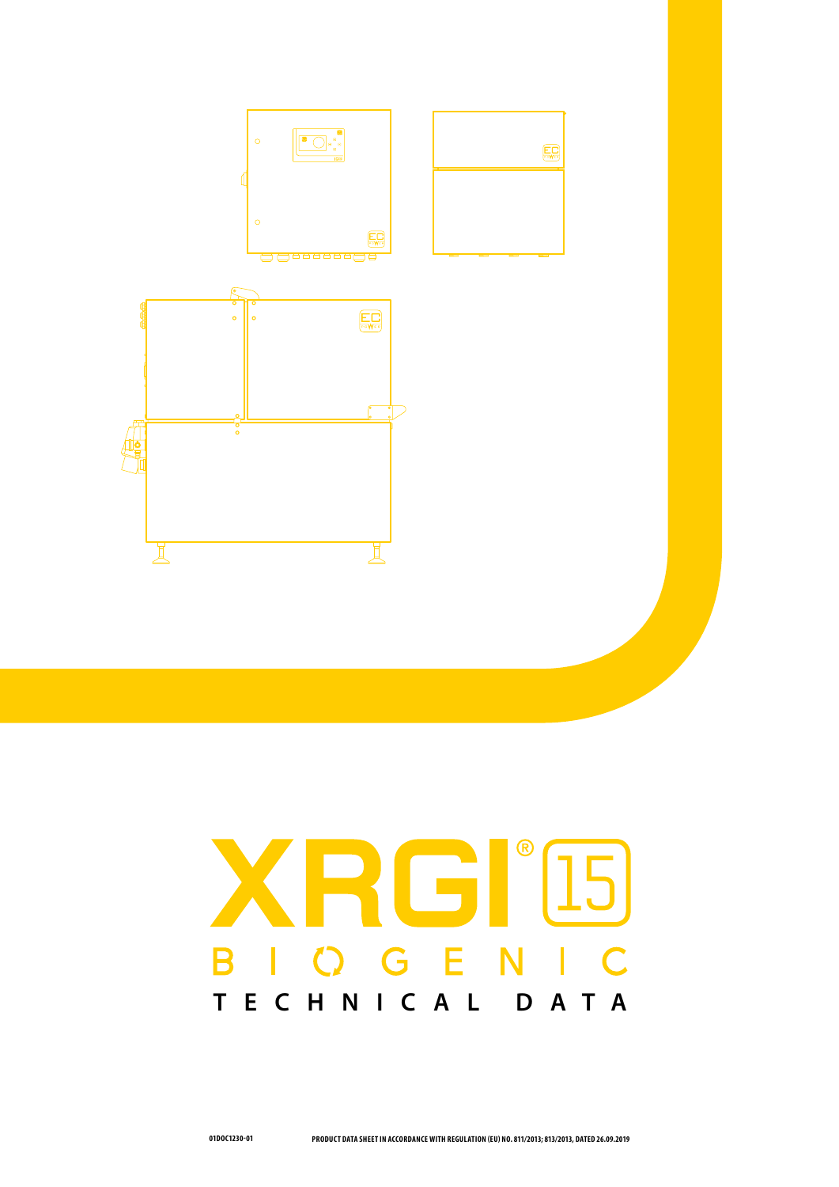# XRGI® 15

## BIOGENIC

## TECHNICAL DATA

01DOC1230-01

PRODUCT DATA SHEET IN ACCORDANCE WITH REGULATION (EU) NO. 811/2013; 813/2013, DATED 26.09.2019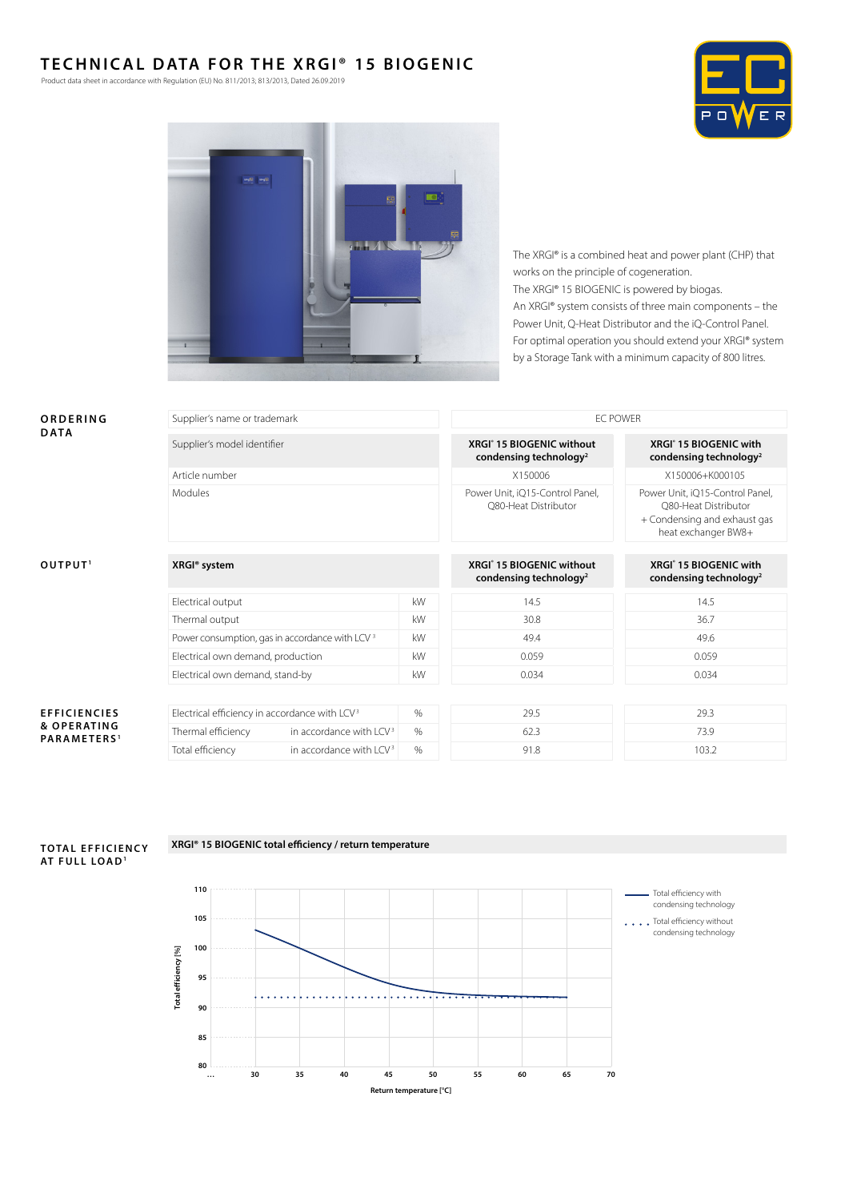# TECHNICAL DATA FOR THE XRGI® 15 BIOGENIC

Product data sheet in accordance with Regulation (EU) No. 811/2013; 813/2013, Dated 26.09.2019

The XRGI® is a combined heat and power plant (CHP) that works on the principle of cogeneration.
The XRGI® 15 BIOGENIC is powered by biogas.
An XRGI® system consists of three main components – the Power Unit, Q-Heat Distributor and the iQ-Control Panel.
For optimal operation you should extend your XRGI® system by a Storage Tank with a minimum capacity of 800 litres.

## ORDERING DATA

| | | |
|---|---|---|
| Supplier's name or trademark | EC POWER | |
| Supplier's model identifier | **XRGI® 15 BIOGENIC without condensing technology[2]** | **XRGI® 15 BIOGENIC with condensing technology[2]** |
| Article number | X150006 | X150006+K000105 |
| Modules | Power Unit, iQ15-Control Panel, Q80-Heat Distributor | Power Unit, iQ15-Control Panel, Q80-Heat Distributor + Condensing and exhaust gas heat exchanger BW8+ |

## OUTPUT[1]

| **XRGI® system** | | **XRGI® 15 BIOGENIC without condensing technology[2]** | **XRGI® 15 BIOGENIC with condensing technology[2]** |
|---|---|---|---|
| Electrical output | kW | 14.5 | 14.5 |
| Thermal output | kW | 30.8 | 36.7 |
| Power consumption, gas in accordance with LCV[3] | kW | 49.4 | 49.6 |
| Electrical own demand, production | kW | 0.059 | 0.059 |
| Electrical own demand, stand-by | kW | 0.034 | 0.034 |

## EFFICIENCIES & OPERATING PARAMETERS[1]

| | | | |
|---|---|---|---|
| Electrical efficiency in accordance with LCV[3] | % | 29.5 | 29.3 |
| Thermal efficiency in accordance with LCV[3] | % | 62.3 | 73.9 |
| Total efficiency in accordance with LCV[3] | % | 91.8 | 103.2 |

## TOTAL EFFICIENCY AT FULL LOAD[1]

**XRGI® 15 BIOGENIC total efficiency / return temperature**

Total efficiency [%] vs. Return temperature [°C]

- Total efficiency with condensing technology
- Total efficiency without condensing technology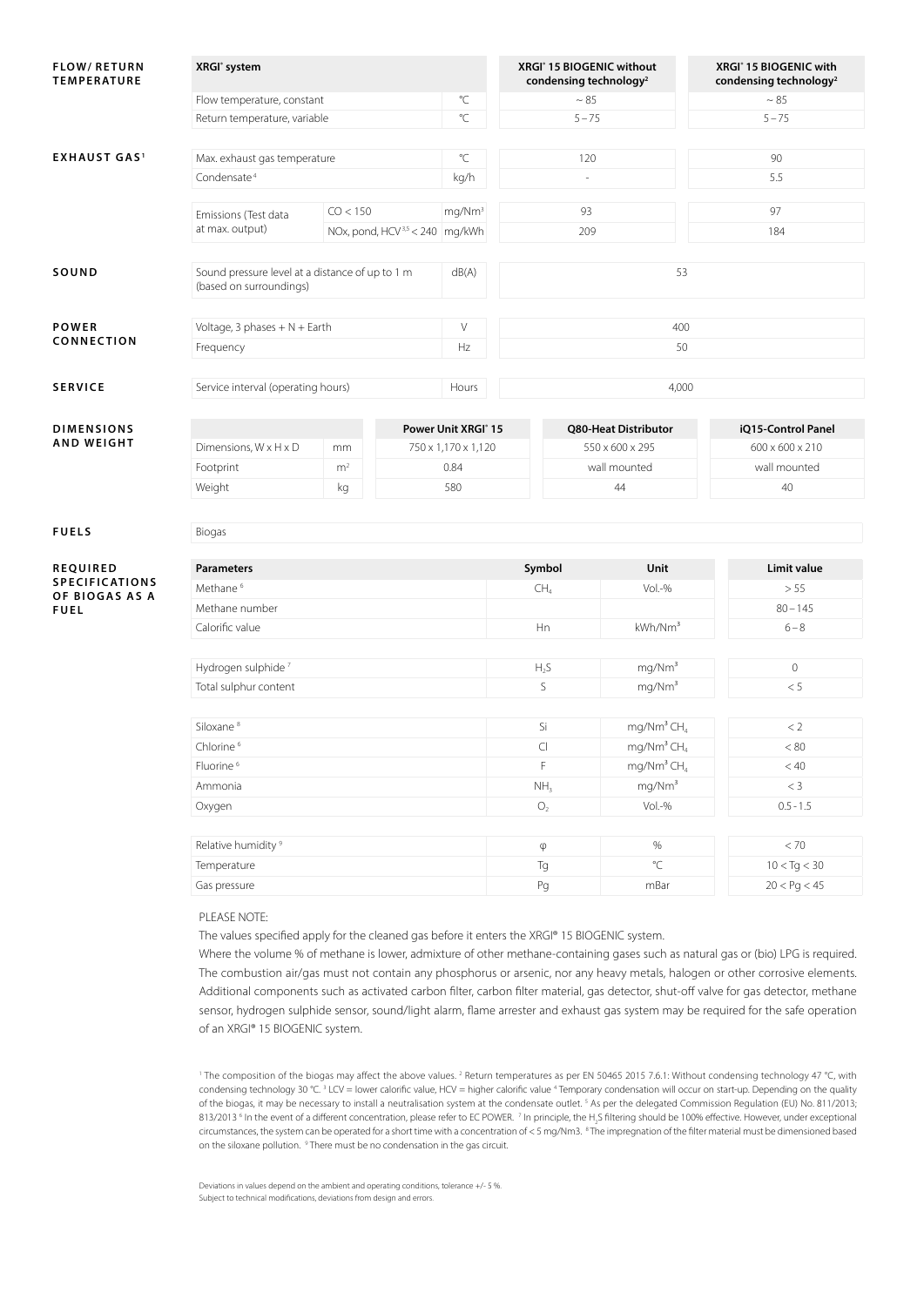## FLOW/ RETURN TEMPERATURE

| XRGI® system | | XRGI® 15 BIOGENIC without condensing technology[2] | XRGI® 15 BIOGENIC with condensing technology[2] |
|---|---|---|---|
| Flow temperature, constant | °C | ~ 85 | ~ 85 |
| Return temperature, variable | °C | 5 – 75 | 5 – 75 |

## EXHAUST GAS[1]

| | | | XRGI® 15 BIOGENIC without condensing technology[2] | XRGI® 15 BIOGENIC with condensing technology[2] |
|---|---|---|---|---|
| Max. exhaust gas temperature | | °C | 120 | 90 |
| Condensate[4] | | kg/h | - | 5.5 |
| Emissions (Test data at max. output) | CO < 150 | mg/Nm³ | 93 | 97 |
| | NOx, pond, HCV[3,5] < 240 | mg/kWh | 209 | 184 |

## SOUND

| Sound pressure level at a distance of up to 1 m (based on surroundings) | dB(A) | 53 |
|---|---|---|

## POWER CONNECTION

| Voltage, 3 phases + N + Earth | V | 400 |
|---|---|---|
| Frequency | Hz | 50 |

## SERVICE

| Service interval (operating hours) | Hours | 4,000 |
|---|---|---|

## DIMENSIONS AND WEIGHT

| | | Power Unit XRGI® 15 | Q80-Heat Distributor | iQ15-Control Panel |
|---|---|---|---|---|
| Dimensions, W x H x D | mm | 750 x 1,170 x 1,120 | 550 x 600 x 295 | 600 x 600 x 210 |
| Footprint | m² | 0.84 | wall mounted | wall mounted |
| Weight | kg | 580 | 44 | 40 |

## FUELS

Biogas

## REQUIRED SPECIFICATIONS OF BIOGAS AS A FUEL

| Parameters | Symbol | Unit | Limit value |
|---|---|---|---|
| Methane[6] | $CH_4$ | Vol.-% | > 55 |
| Methane number | | | 80 – 145 |
| Calorific value | Hn | kWh/Nm³ | 6 – 8 |
| Hydrogen sulphide[7] | $H_2S$ | mg/Nm³ | 0 |
| Total sulphur content | S | mg/Nm³ | < 5 |
| Siloxane[8] | Si | mg/Nm³ $CH_4$ | < 2 |
| Chlorine[6] | Cl | mg/Nm³ $CH_4$ | < 80 |
| Fluorine[6] | F | mg/Nm³ $CH_4$ | < 40 |
| Ammonia | $NH_3$ | mg/Nm³ | < 3 |
| Oxygen | $O_2$ | Vol.-% | 0.5 - 1.5 |
| Relative humidity[9] | φ | % | < 70 |
| Temperature | Tg | °C | 10 < Tg < 30 |
| Gas pressure | Pg | mBar | 20 < Pg < 45 |

PLEASE NOTE:

The values specified apply for the cleaned gas before it enters the XRGI® 15 BIOGENIC system.

Where the volume % of methane is lower, admixture of other methane-containing gases such as natural gas or (bio) LPG is required. The combustion air/gas must not contain any phosphorus or arsenic, nor any heavy metals, halogen or other corrosive elements. Additional components such as activated carbon filter, carbon filter material, gas detector, shut-off valve for gas detector, methane sensor, hydrogen sulphide sensor, sound/light alarm, flame arrester and exhaust gas system may be required for the safe operation of an XRGI® 15 BIOGENIC system.

[1] The composition of the biogas may affect the above values. [2] Return temperatures as per EN 50465 2015 7.6.1: Without condensing technology 47 °C, with condensing technology 30 °C. [3] LCV = lower calorific value, HCV = higher calorific value [4] Temporary condensation will occur on start-up. Depending on the quality of the biogas, it may be necessary to install a neutralisation system at the condensate outlet. [5] As per the delegated Commission Regulation (EU) No. 811/2013; 813/2013 [6] In the event of a different concentration, please refer to EC POWER. [7] In principle, the $H_2S$ filtering should be 100% effective. However, under exceptional circumstances, the system can be operated for a short time with a concentration of < 5 mg/Nm3. [8] The impregnation of the filter material must be dimensioned based on the siloxane pollution. [9] There must be no condensation in the gas circuit.

Deviations in values depend on the ambient and operating conditions, tolerance +/- 5 %.
Subject to technical modifications, deviations from design and errors.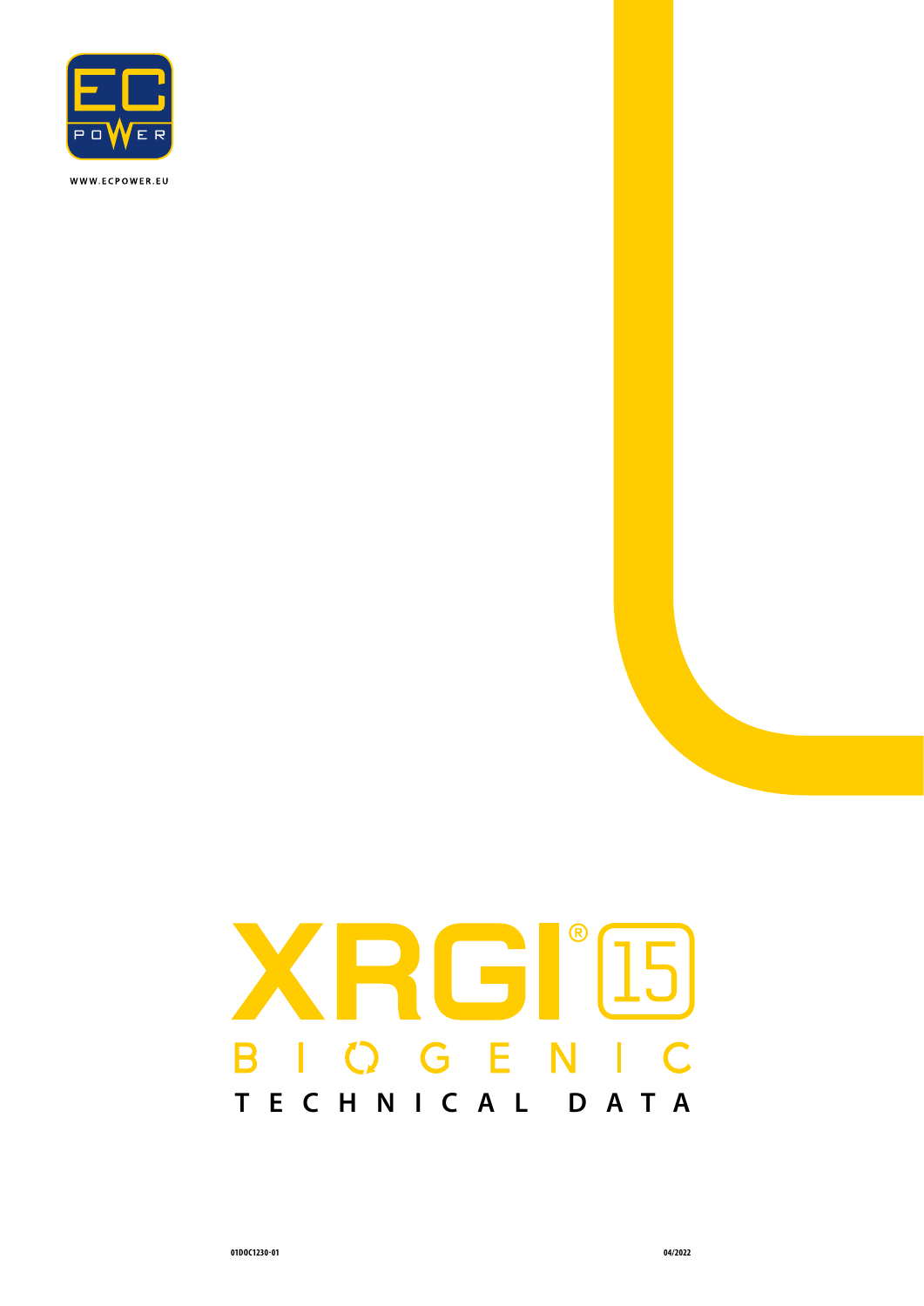EC POWER

WWW.ECPOWER.EU

# XRGI® 15

## BIOGENIC

## TECHNICAL DATA

01DOC1230-01

04/2022